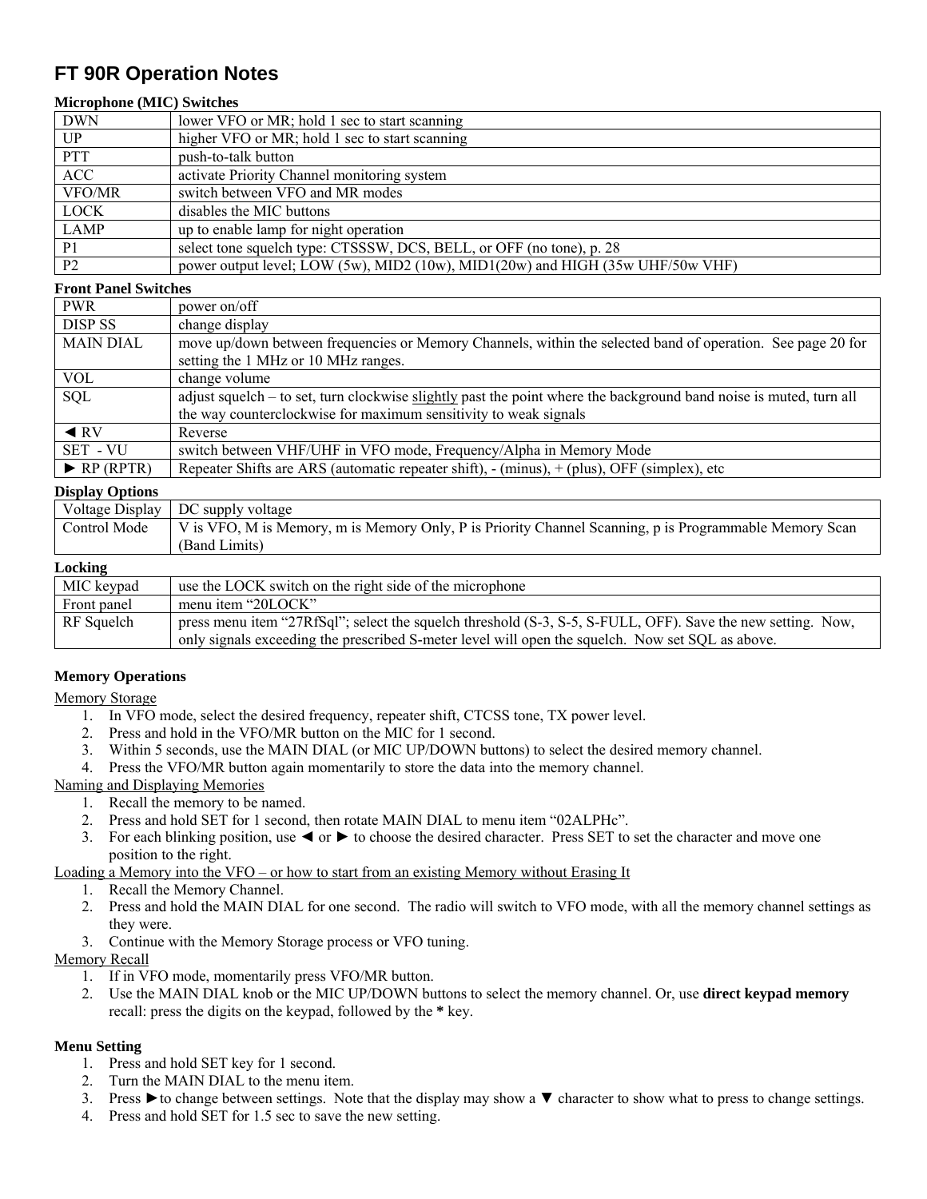# FT 90R Operation Notes

**Microphone (MIC) Switches**

| | |
|---|---|
| DWN | lower VFO or MR; hold 1 sec to start scanning |
| UP | higher VFO or MR; hold 1 sec to start scanning |
| PTT | push-to-talk button |
| ACC | activate Priority Channel monitoring system |
| VFO/MR | switch between VFO and MR modes |
| LOCK | disables the MIC buttons |
| LAMP | up to enable lamp for night operation |
| P1 | select tone squelch type: CTSSSW, DCS, BELL, or OFF (no tone), p. 28 |
| P2 | power output level; LOW (5w), MID2 (10w), MID1(20w) and HIGH (35w UHF/50w VHF) |

**Front Panel Switches**

| | |
|---|---|
| PWR | power on/off |
| DISP SS | change display |
| MAIN DIAL | move up/down between frequencies or Memory Channels, within the selected band of operation. See page 20 for setting the 1 MHz or 10 MHz ranges. |
| VOL | change volume |
| SQL | adjust squelch – to set, turn clockwise <u>slightly</u> past the point where the background band noise is muted, turn all the way counterclockwise for maximum sensitivity to weak signals |
| ◄ RV | Reverse |
| SET - VU | switch between VHF/UHF in VFO mode, Frequency/Alpha in Memory Mode |
| ► RP (RPTR) | Repeater Shifts are ARS (automatic repeater shift), - (minus), + (plus), OFF (simplex), etc |

**Display Options**

| | |
|---|---|
| Voltage Display | DC supply voltage |
| Control Mode | V is VFO, M is Memory, m is Memory Only, P is Priority Channel Scanning, p is Programmable Memory Scan (Band Limits) |

**Locking**

| | |
|---|---|
| MIC keypad | use the LOCK switch on the right side of the microphone |
| Front panel | menu item "20LOCK" |
| RF Squelch | press menu item "27RfSql"; select the squelch threshold (S-3, S-5, S-FULL, OFF). Save the new setting. Now, only signals exceeding the prescribed S-meter level will open the squelch. Now set SQL as above. |

**Memory Operations**

<u>Memory Storage</u>

1. In VFO mode, select the desired frequency, repeater shift, CTCSS tone, TX power level.
2. Press and hold in the VFO/MR button on the MIC for 1 second.
3. Within 5 seconds, use the MAIN DIAL (or MIC UP/DOWN buttons) to select the desired memory channel.
4. Press the VFO/MR button again momentarily to store the data into the memory channel.

<u>Naming and Displaying Memories</u>

1. Recall the memory to be named.
2. Press and hold SET for 1 second, then rotate MAIN DIAL to menu item "02ALPHc".
3. For each blinking position, use ◄ or ► to choose the desired character. Press SET to set the character and move one position to the right.

<u>Loading a Memory into the VFO – or how to start from an existing Memory without Erasing It</u>

1. Recall the Memory Channel.
2. Press and hold the MAIN DIAL for one second. The radio will switch to VFO mode, with all the memory channel settings as they were.
3. Continue with the Memory Storage process or VFO tuning.

<u>Memory Recall</u>

1. If in VFO mode, momentarily press VFO/MR button.
2. Use the MAIN DIAL knob or the MIC UP/DOWN buttons to select the memory channel. Or, use **direct keypad memory** recall: press the digits on the keypad, followed by the **\*** key.

**Menu Setting**

1. Press and hold SET key for 1 second.
2. Turn the MAIN DIAL to the menu item.
3. Press ►to change between settings. Note that the display may show a ▼ character to show what to press to change settings.
4. Press and hold SET for 1.5 sec to save the new setting.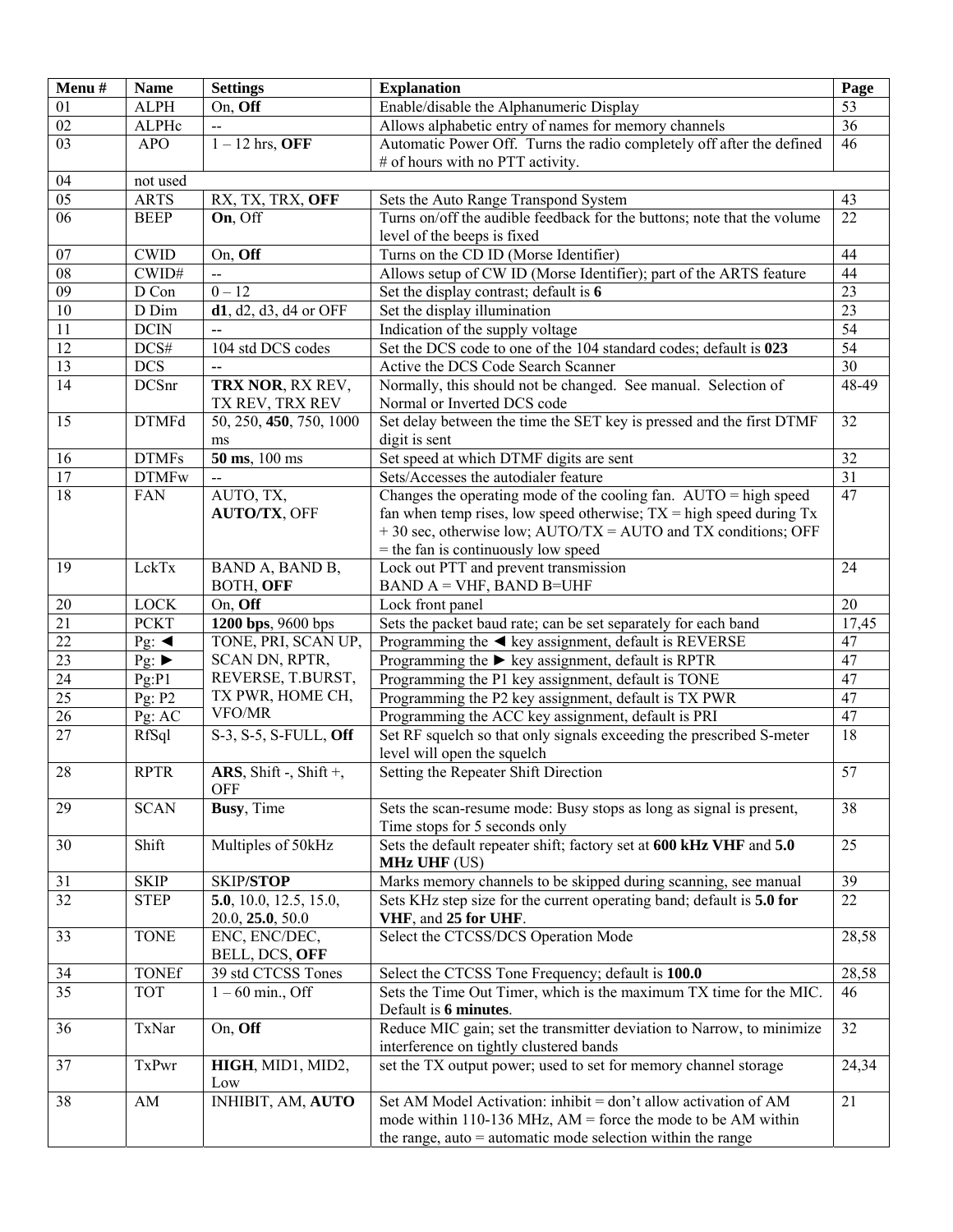| Menu # | Name | Settings | Explanation | Page |
|---|---|---|---|---|
| 01 | ALPH | On, **Off** | Enable/disable the Alphanumeric Display | 53 |
| 02 | ALPHc | -- | Allows alphabetic entry of names for memory channels | 36 |
| 03 | APO | 1 – 12 hrs, **OFF** | Automatic Power Off. Turns the radio completely off after the defined # of hours with no PTT activity. | 46 |
| 04 | not used | | | |
| 05 | ARTS | RX, TX, TRX, **OFF** | Sets the Auto Range Transpond System | 43 |
| 06 | BEEP | **On**, Off | Turns on/off the audible feedback for the buttons; note that the volume level of the beeps is fixed | 22 |
| 07 | CWID | On, **Off** | Turns on the CD ID (Morse Identifier) | 44 |
| 08 | CWID# | -- | Allows setup of CW ID (Morse Identifier); part of the ARTS feature | 44 |
| 09 | D Con | 0 – 12 | Set the display contrast; default is **6** | 23 |
| 10 | D Dim | **d1**, d2, d3, d4 or OFF | Set the display illumination | 23 |
| 11 | DCIN | -- | Indication of the supply voltage | 54 |
| 12 | DCS# | 104 std DCS codes | Set the DCS code to one of the 104 standard codes; default is **023** | 54 |
| 13 | DCS | -- | Active the DCS Code Search Scanner | 30 |
| 14 | DCSnr | **TRX NOR**, RX REV, TX REV, TRX REV | Normally, this should not be changed. See manual. Selection of Normal or Inverted DCS code | 48-49 |
| 15 | DTMFd | 50, 250, **450**, 750, 1000 ms | Set delay between the time the SET key is pressed and the first DTMF digit is sent | 32 |
| 16 | DTMFs | **50 ms**, 100 ms | Set speed at which DTMF digits are sent | 32 |
| 17 | DTMFw | -- | Sets/Accesses the autodialer feature | 31 |
| 18 | FAN | AUTO, TX, **AUTO/TX**, OFF | Changes the operating mode of the cooling fan. AUTO = high speed fan when temp rises, low speed otherwise; TX = high speed during Tx + 30 sec, otherwise low; AUTO/TX = AUTO and TX conditions; OFF = the fan is continuously low speed | 47 |
| 19 | LckTx | BAND A, BAND B, BOTH, **OFF** | Lock out PTT and prevent transmission BAND A = VHF, BAND B=UHF | 24 |
| 20 | LOCK | On, **Off** | Lock front panel | 20 |
| 21 | PCKT | **1200 bps**, 9600 bps | Sets the packet baud rate; can be set separately for each band | 17,45 |
| 22 | Pg: ◄ | TONE, PRI, SCAN UP, SCAN DN, RPTR, REVERSE, T.BURST, TX PWR, HOME CH, VFO/MR | Programming the ◄ key assignment, default is REVERSE | 47 |
| 23 | Pg: ► | | Programming the ► key assignment, default is RPTR | 47 |
| 24 | Pg:P1 | | Programming the P1 key assignment, default is TONE | 47 |
| 25 | Pg: P2 | | Programming the P2 key assignment, default is TX PWR | 47 |
| 26 | Pg: AC | | Programming the ACC key assignment, default is PRI | 47 |
| 27 | RfSql | S-3, S-5, S-FULL, **Off** | Set RF squelch so that only signals exceeding the prescribed S-meter level will open the squelch | 18 |
| 28 | RPTR | **ARS**, Shift -, Shift +, OFF | Setting the Repeater Shift Direction | 57 |
| 29 | SCAN | **Busy**, Time | Sets the scan-resume mode: Busy stops as long as signal is present, Time stops for 5 seconds only | 38 |
| 30 | Shift | Multiples of 50kHz | Sets the default repeater shift; factory set at **600 kHz VHF** and **5.0 MHz UHF** (US) | 25 |
| 31 | SKIP | SKIP/**STOP** | Marks memory channels to be skipped during scanning, see manual | 39 |
| 32 | STEP | **5.0**, 10.0, 12.5, 15.0, 20.0, **25.0**, 50.0 | Sets KHz step size for the current operating band; default is **5.0 for VHF**, and **25 for UHF**. | 22 |
| 33 | TONE | ENC, ENC/DEC, BELL, DCS, **OFF** | Select the CTCSS/DCS Operation Mode | 28,58 |
| 34 | TONEf | 39 std CTCSS Tones | Select the CTCSS Tone Frequency; default is **100.0** | 28,58 |
| 35 | TOT | 1 – 60 min., Off | Sets the Time Out Timer, which is the maximum TX time for the MIC. Default is **6 minutes**. | 46 |
| 36 | TxNar | On, **Off** | Reduce MIC gain; set the transmitter deviation to Narrow, to minimize interference on tightly clustered bands | 32 |
| 37 | TxPwr | **HIGH**, MID1, MID2, Low | set the TX output power; used to set for memory channel storage | 24,34 |
| 38 | AM | INHIBIT, AM, **AUTO** | Set AM Model Activation: inhibit = don't allow activation of AM mode within 110-136 MHz, AM = force the mode to be AM within the range, auto = automatic mode selection within the range | 21 |